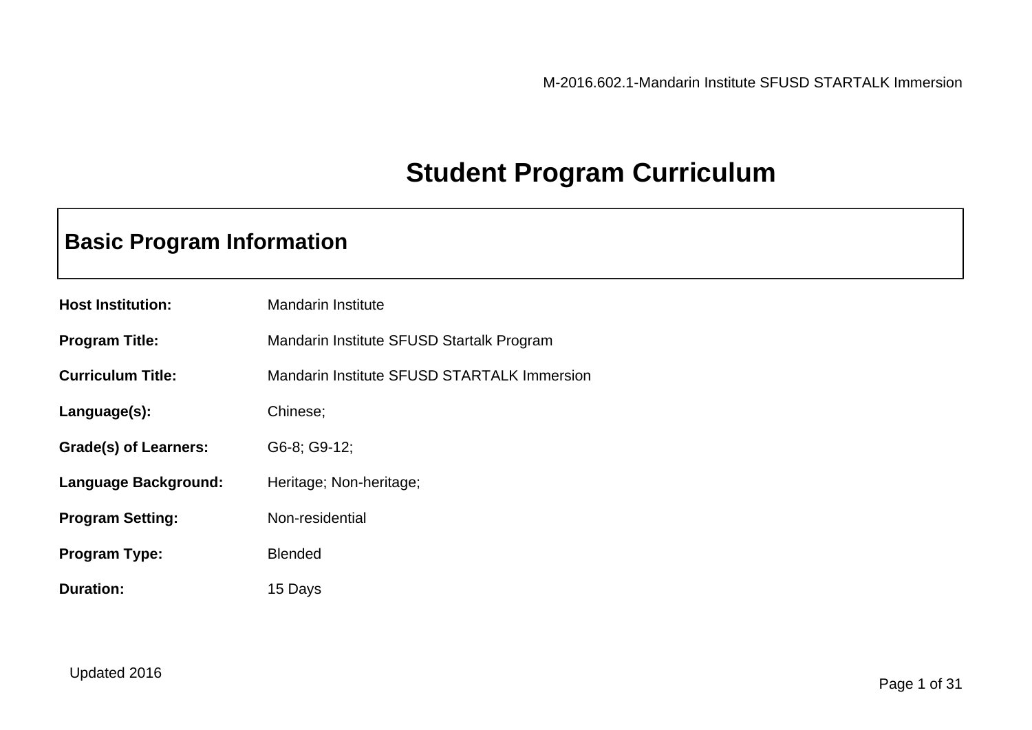# Student Program Curriculum

## Basic Program Information

**Host Institution:** Mandarin Institute

**Program Title:** Mandarin Institute SFUSD Startalk Program

**Curriculum Title:** Mandarin Institute SFUSD STARTALK Immersion

**Language(s):** Chinese;

**Grade(s) of Learners:** G6-8; G9-12;

**Language Background:** Heritage; Non-heritage;

**Program Setting:** Non-residential

**Program Type:** Blended

**Duration:** 15 Days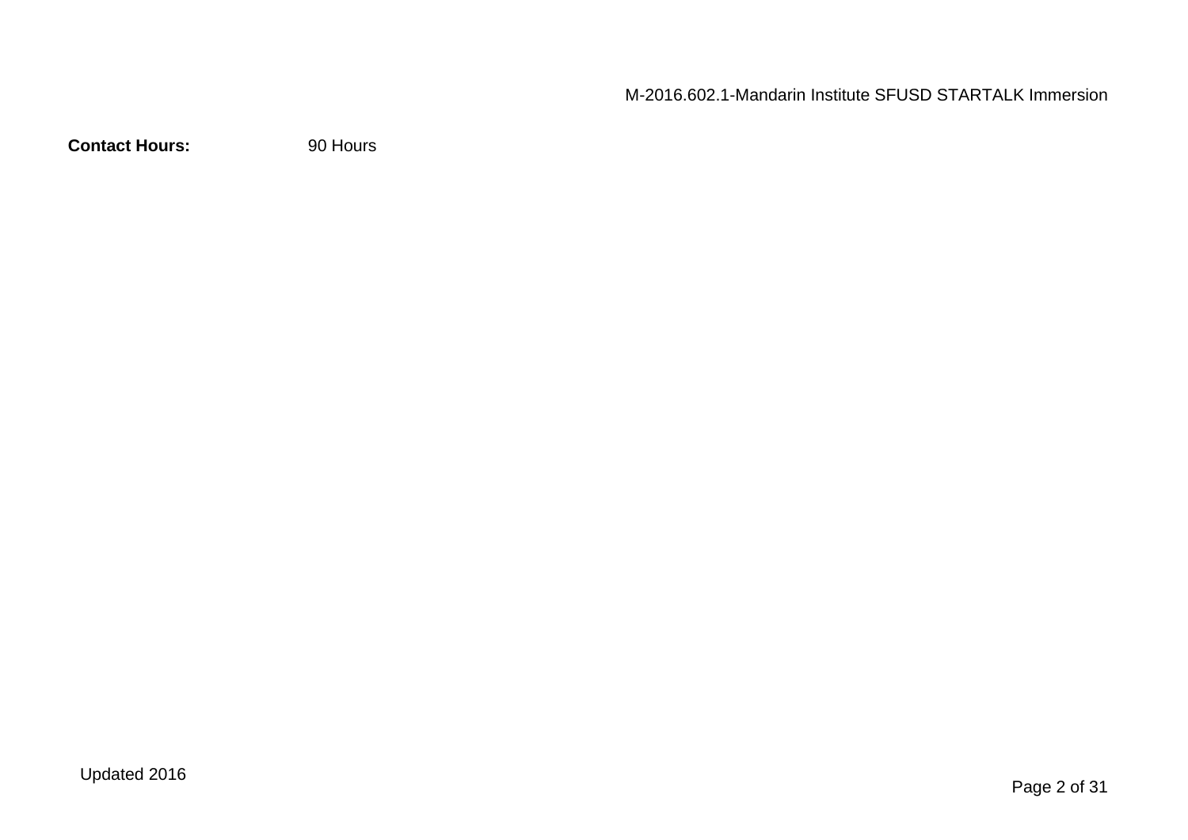**Contact Hours:** 90 Hours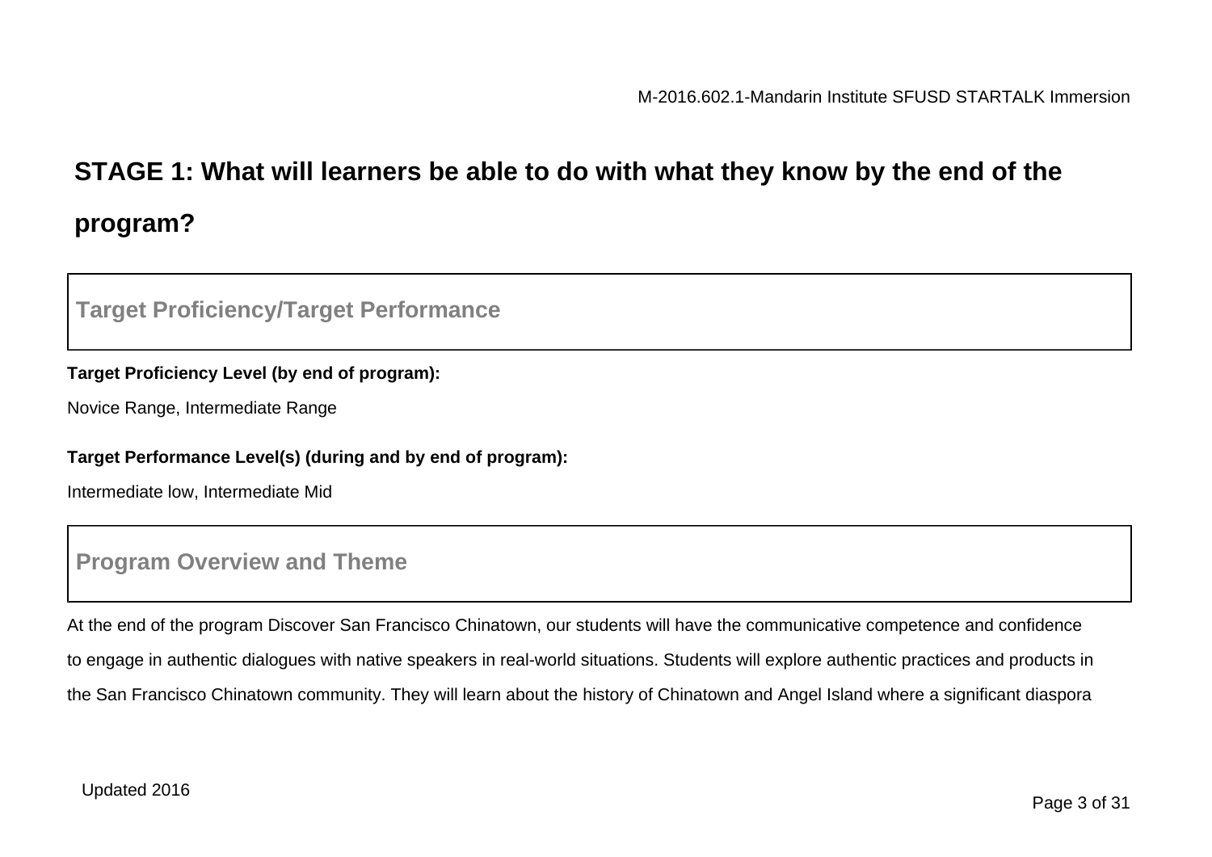## STAGE 1: What will learners be able to do with what they know by the end of the program?

### Target Proficiency/Target Performance

**Target Proficiency Level (by end of program):**

Novice Range, Intermediate Range

**Target Performance Level(s) (during and by end of program):**

Intermediate low, Intermediate Mid

### Program Overview and Theme

At the end of the program Discover San Francisco Chinatown, our students will have the communicative competence and confidence to engage in authentic dialogues with native speakers in real-world situations. Students will explore authentic practices and products in the San Francisco Chinatown community. They will learn about the history of Chinatown and Angel Island where a significant diaspora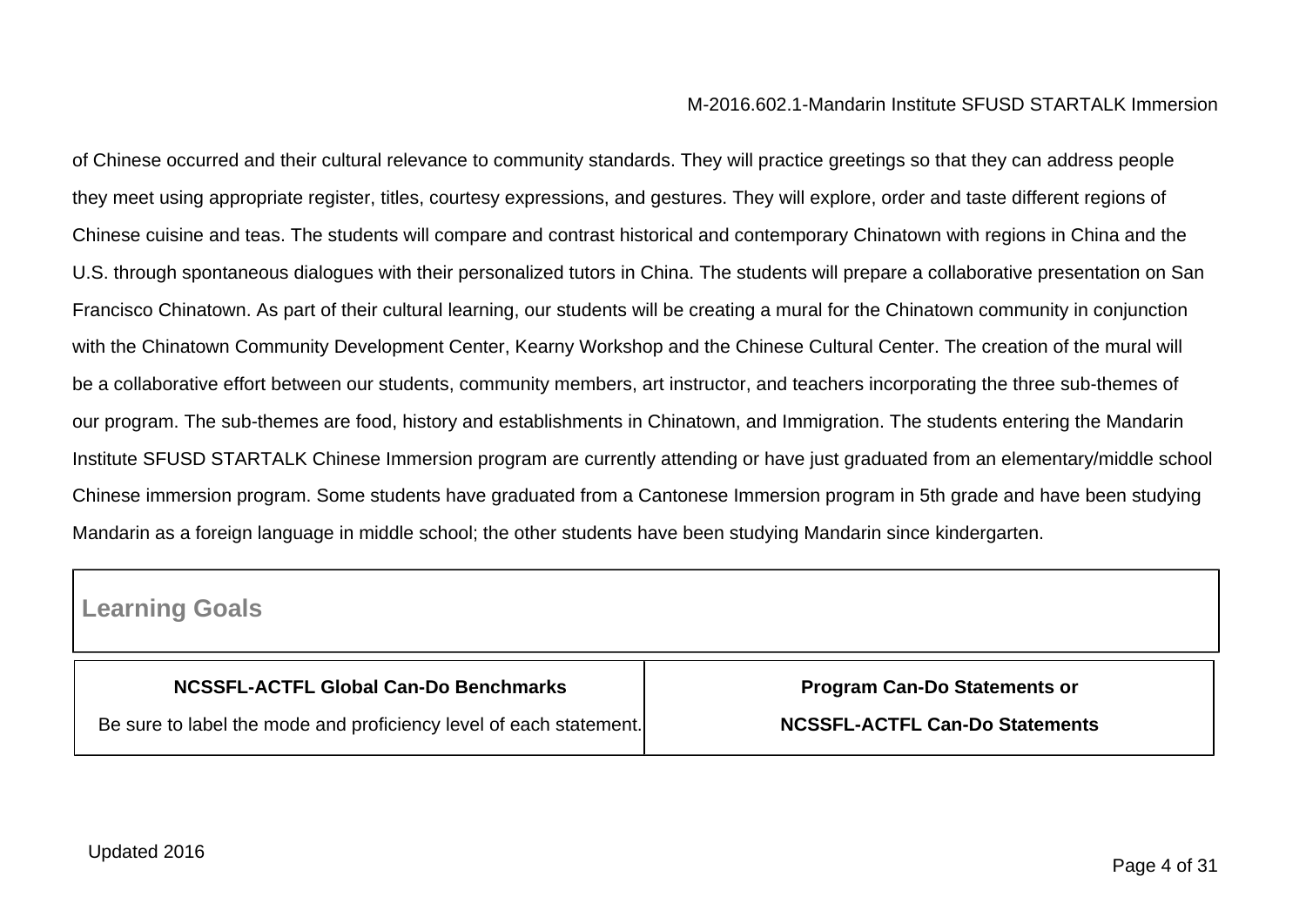of Chinese occurred and their cultural relevance to community standards. They will practice greetings so that they can address people they meet using appropriate register, titles, courtesy expressions, and gestures. They will explore, order and taste different regions of Chinese cuisine and teas. The students will compare and contrast historical and contemporary Chinatown with regions in China and the U.S. through spontaneous dialogues with their personalized tutors in China. The students will prepare a collaborative presentation on San Francisco Chinatown. As part of their cultural learning, our students will be creating a mural for the Chinatown community in conjunction with the Chinatown Community Development Center, Kearny Workshop and the Chinese Cultural Center. The creation of the mural will be a collaborative effort between our students, community members, art instructor, and teachers incorporating the three sub-themes of our program. The sub-themes are food, history and establishments in Chinatown, and Immigration. The students entering the Mandarin Institute SFUSD STARTALK Chinese Immersion program are currently attending or have just graduated from an elementary/middle school Chinese immersion program. Some students have graduated from a Cantonese Immersion program in 5th grade and have been studying Mandarin as a foreign language in middle school; the other students have been studying Mandarin since kindergarten.

## Learning Goals

| **NCSSFL-ACTFL Global Can-Do Benchmarks**<br>Be sure to label the mode and proficiency level of each statement. | **Program Can-Do Statements or**<br>**NCSSFL-ACTFL Can-Do Statements** |
|---|---|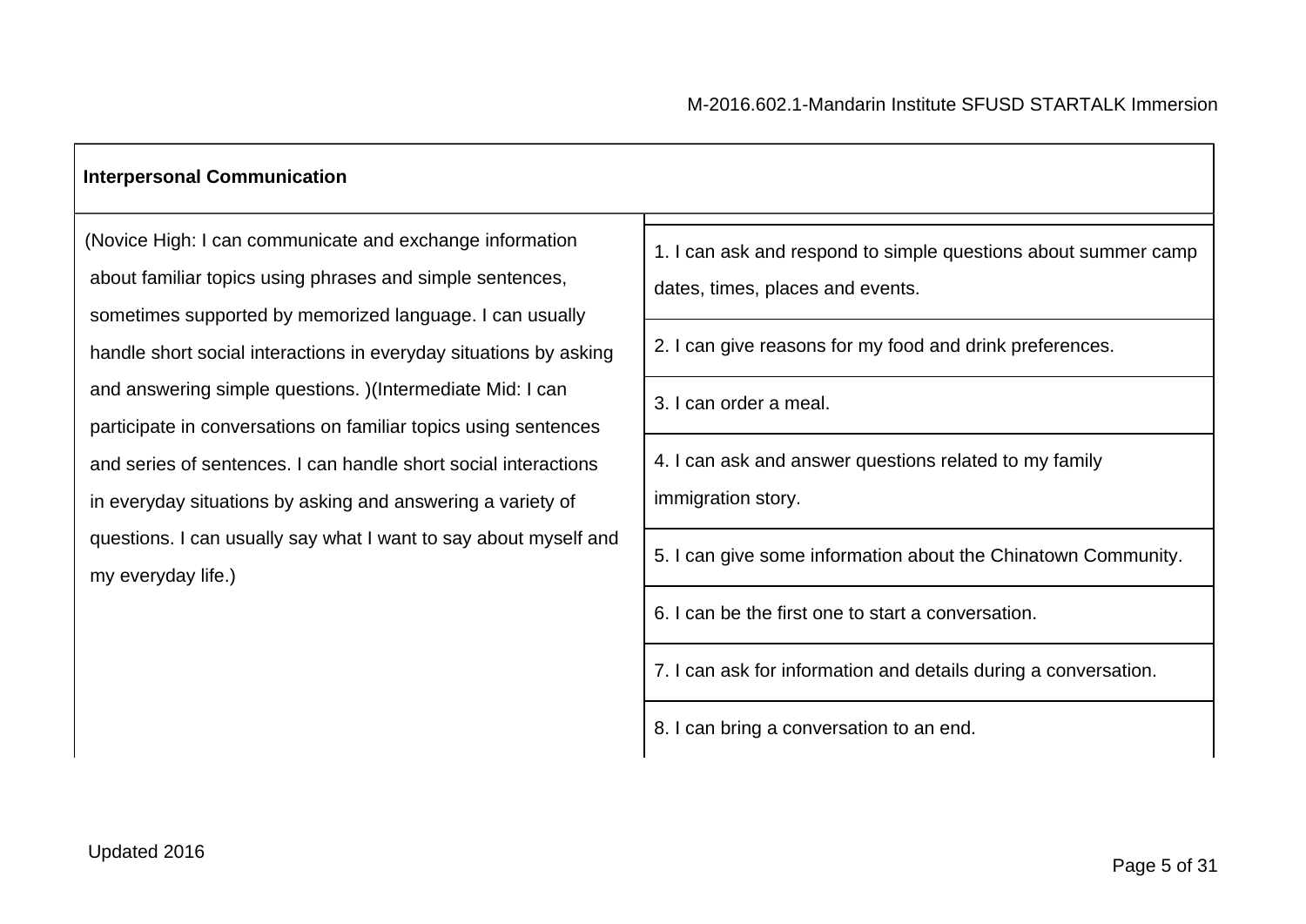| Interpersonal Communication | |
|---|---|
| (Novice High: I can communicate and exchange information about familiar topics using phrases and simple sentences, sometimes supported by memorized language. I can usually handle short social interactions in everyday situations by asking and answering simple questions. )(Intermediate Mid: I can participate in conversations on familiar topics using sentences and series of sentences. I can handle short social interactions in everyday situations by asking and answering a variety of questions. I can usually say what I want to say about myself and my everyday life.) | 1. I can ask and respond to simple questions about summer camp dates, times, places and events. |
| | 2. I can give reasons for my food and drink preferences. |
| | 3. I can order a meal. |
| | 4. I can ask and answer questions related to my family immigration story. |
| | 5. I can give some information about the Chinatown Community. |
| | 6. I can be the first one to start a conversation. |
| | 7. I can ask for information and details during a conversation. |
| | 8. I can bring a conversation to an end. |

Updated 2016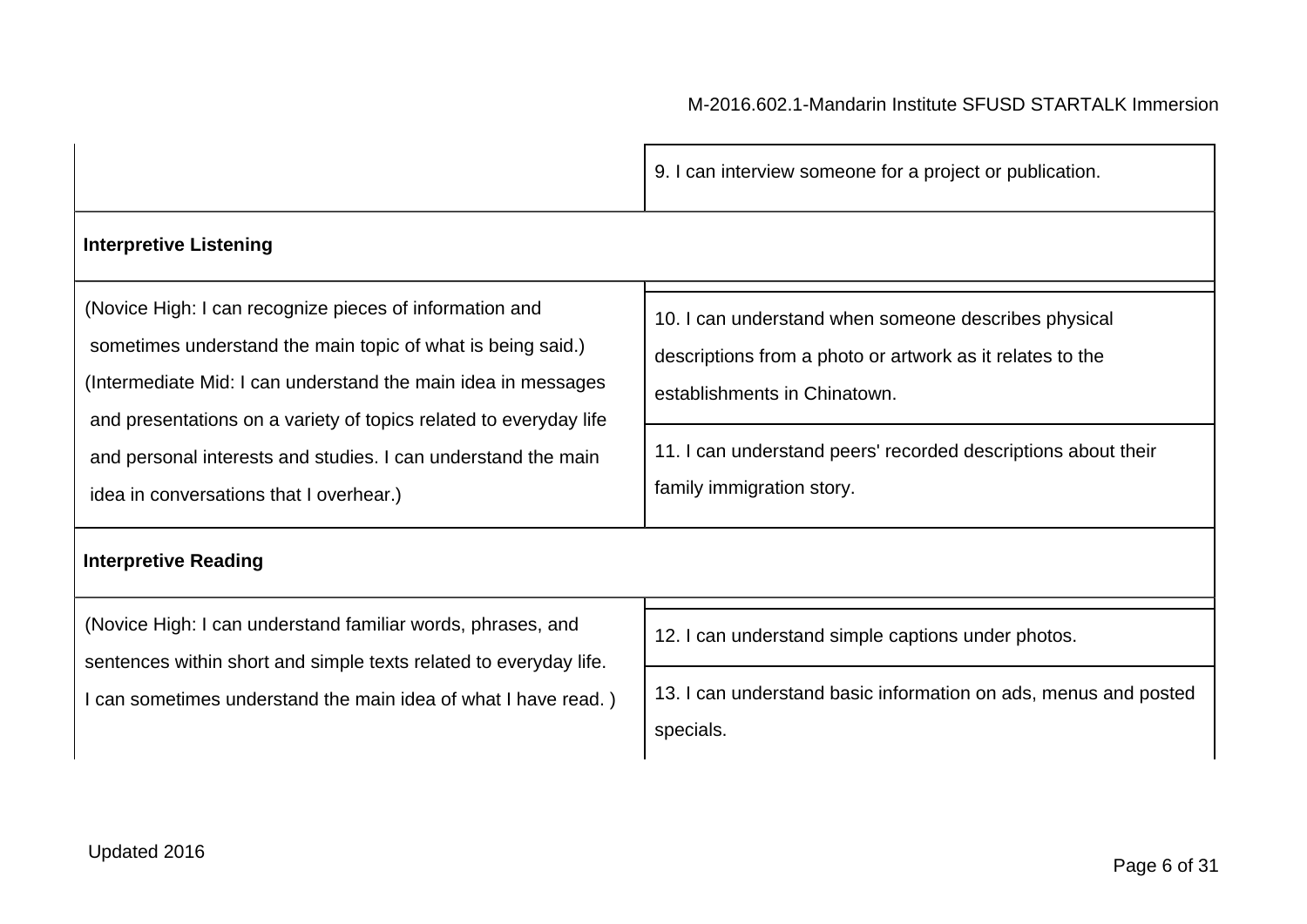| | |
|---|---|
| | 9. I can interview someone for a project or publication. |
| **Interpretive Listening** | |
| (Novice High: I can recognize pieces of information and sometimes understand the main topic of what is being said.) (Intermediate Mid: I can understand the main idea in messages and presentations on a variety of topics related to everyday life and personal interests and studies. I can understand the main idea in conversations that I overhear.) | 10. I can understand when someone describes physical descriptions from a photo or artwork as it relates to the establishments in Chinatown. |
| | 11. I can understand peers' recorded descriptions about their family immigration story. |
| **Interpretive Reading** | |
| (Novice High: I can understand familiar words, phrases, and sentences within short and simple texts related to everyday life. I can sometimes understand the main idea of what I have read. ) | 12. I can understand simple captions under photos. |
| | 13. I can understand basic information on ads, menus and posted specials. |

Updated 2016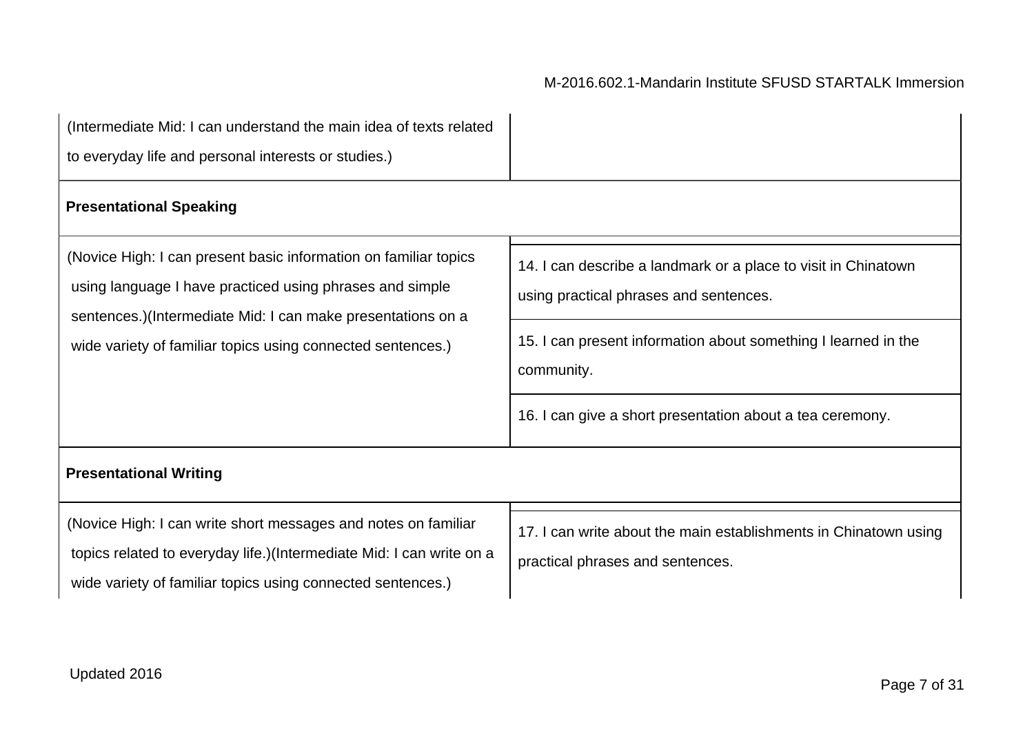| | |
|---|---|
| (Intermediate Mid: I can understand the main idea of texts related to everyday life and personal interests or studies.) | |
| **Presentational Speaking** | |
| (Novice High: I can present basic information on familiar topics using language I have practiced using phrases and simple sentences.)(Intermediate Mid: I can make presentations on a wide variety of familiar topics using connected sentences.) | 14. I can describe a landmark or a place to visit in Chinatown using practical phrases and sentences. |
| | 15. I can present information about something I learned in the community. |
| | 16. I can give a short presentation about a tea ceremony. |
| **Presentational Writing** | |
| (Novice High: I can write short messages and notes on familiar topics related to everyday life.)(Intermediate Mid: I can write on a wide variety of familiar topics using connected sentences.) | 17. I can write about the main establishments in Chinatown using practical phrases and sentences. |

Updated 2016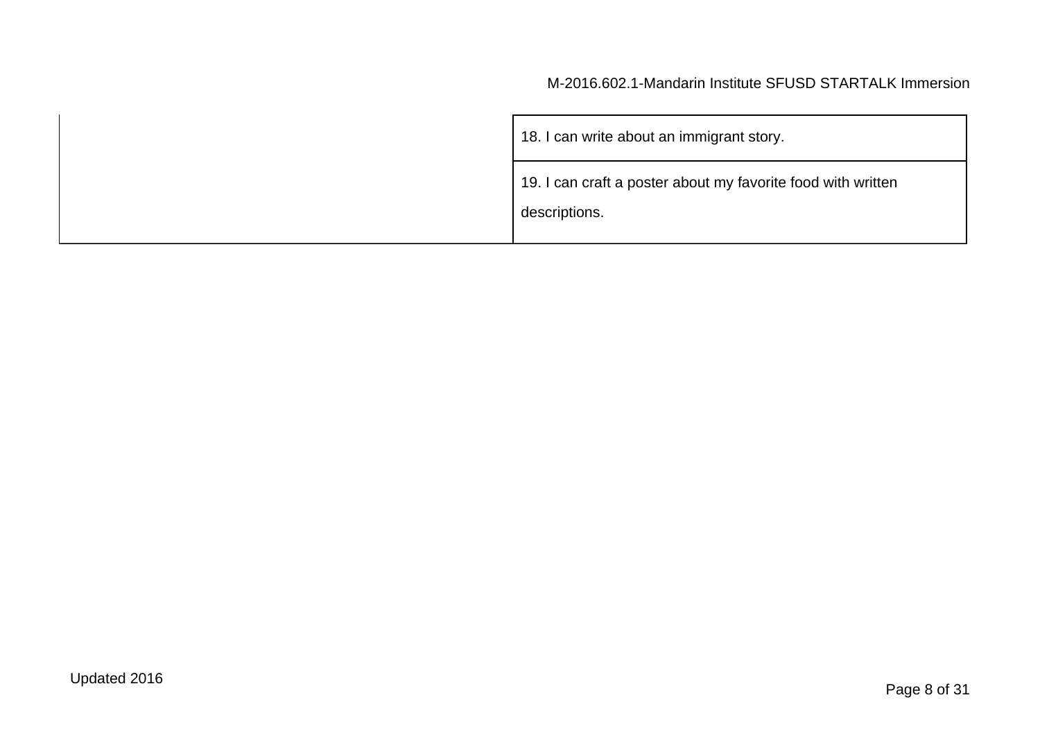| | |
|---|---|
| | 18. I can write about an immigrant story. |
| | 19. I can craft a poster about my favorite food with written descriptions. |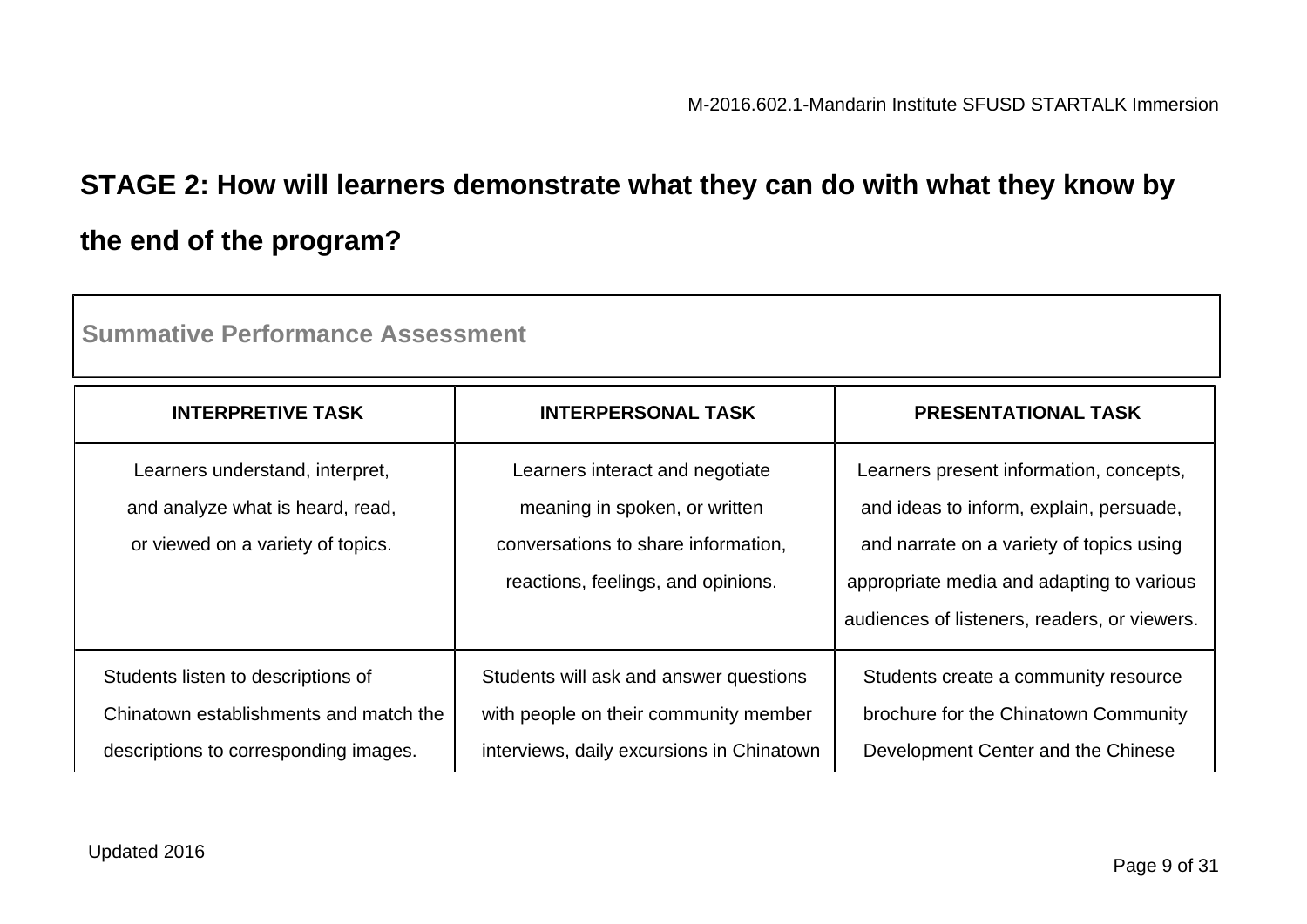## STAGE 2: How will learners demonstrate what they can do with what they know by the end of the program?

### Summative Performance Assessment

| INTERPRETIVE TASK | INTERPERSONAL TASK | PRESENTATIONAL TASK |
|---|---|---|
| Learners understand, interpret, and analyze what is heard, read, or viewed on a variety of topics. | Learners interact and negotiate meaning in spoken, or written conversations to share information, reactions, feelings, and opinions. | Learners present information, concepts, and ideas to inform, explain, persuade, and narrate on a variety of topics using appropriate media and adapting to various audiences of listeners, readers, or viewers. |
| Students listen to descriptions of Chinatown establishments and match the descriptions to corresponding images. | Students will ask and answer questions with people on their community member interviews, daily excursions in Chinatown | Students create a community resource brochure for the Chinatown Community Development Center and the Chinese |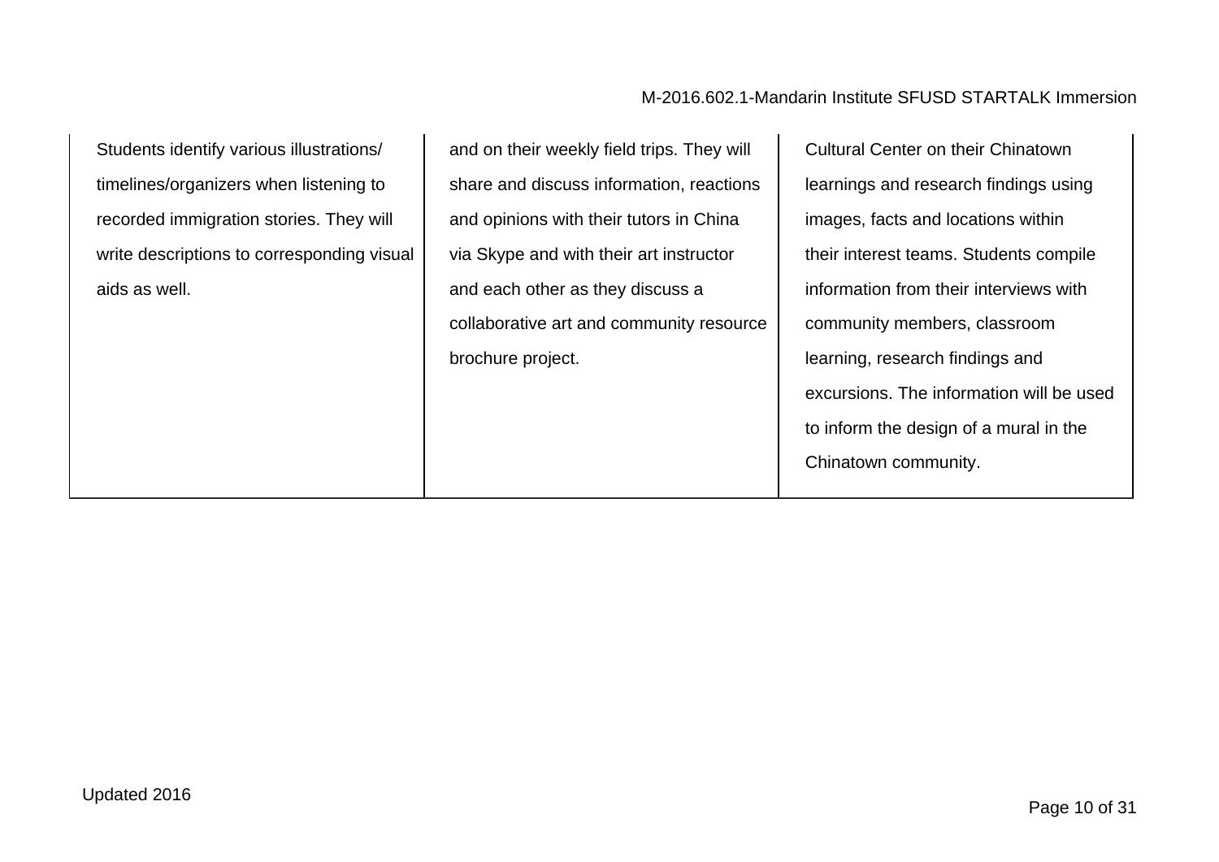| | | |
|---|---|---|
| Students identify various illustrations/ timelines/organizers when listening to recorded immigration stories. They will write descriptions to corresponding visual aids as well. | and on their weekly field trips. They will share and discuss information, reactions and opinions with their tutors in China via Skype and with their art instructor and each other as they discuss a collaborative art and community resource brochure project. | Cultural Center on their Chinatown learnings and research findings using images, facts and locations within their interest teams. Students compile information from their interviews with community members, classroom learning, research findings and excursions. The information will be used to inform the design of a mural in the Chinatown community. |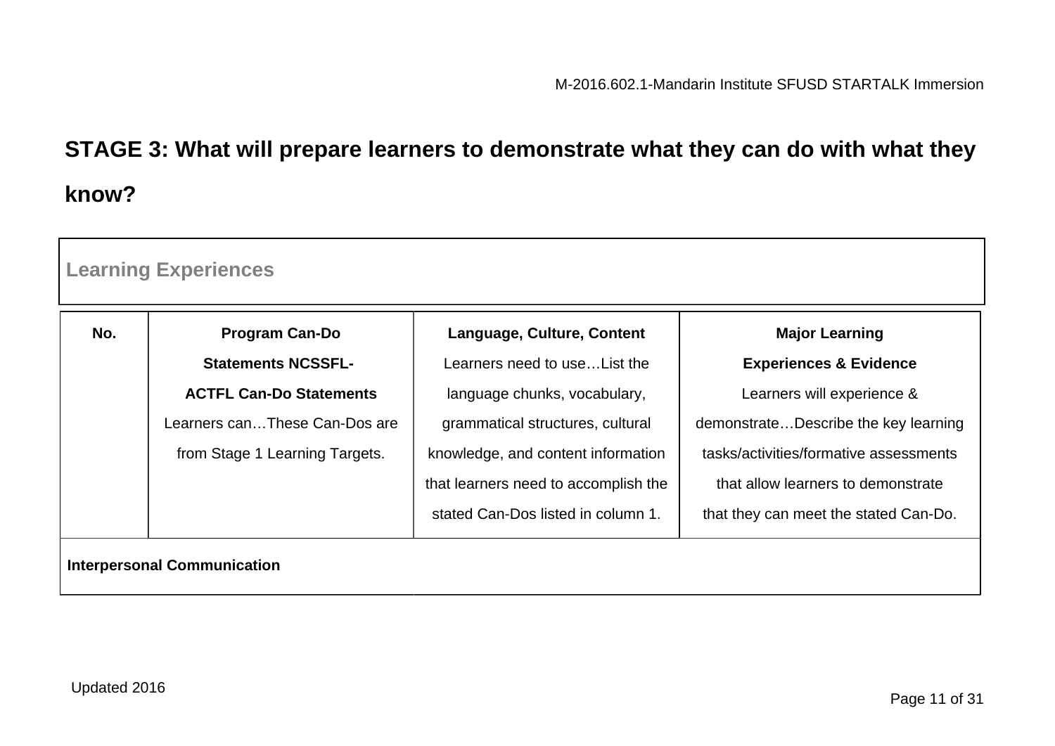## STAGE 3: What will prepare learners to demonstrate what they can do with what they know?

**Learning Experiences**

| No. | **Program Can-Do Statements NCSSFL-ACTFL Can-Do Statements** Learners can…These Can-Dos are from Stage 1 Learning Targets. | **Language, Culture, Content** Learners need to use…List the language chunks, vocabulary, grammatical structures, cultural knowledge, and content information that learners need to accomplish the stated Can-Dos listed in column 1. | **Major Learning Experiences & Evidence** Learners will experience & demonstrate…Describe the key learning tasks/activities/formative assessments that allow learners to demonstrate that they can meet the stated Can-Do. |
|---|---|---|---|
| **Interpersonal Communication** | | | |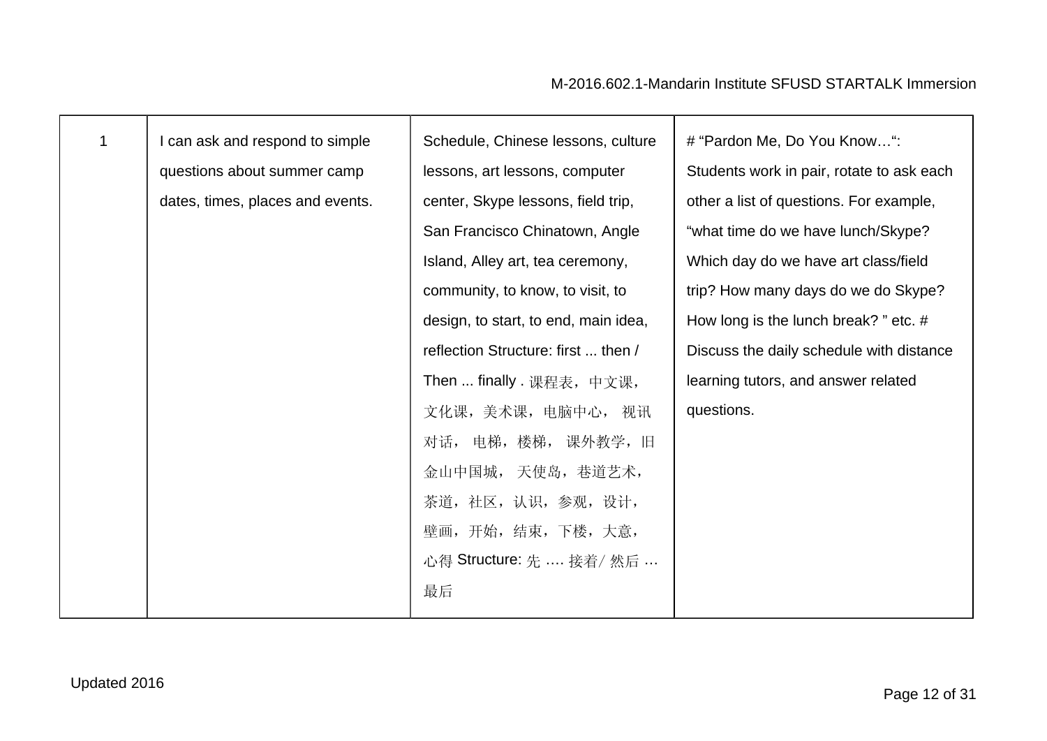| 1 | I can ask and respond to simple questions about summer camp dates, times, places and events. | Schedule, Chinese lessons, culture lessons, art lessons, computer center, Skype lessons, field trip, San Francisco Chinatown, Angle Island, Alley art, tea ceremony, community, to know, to visit, to design, to start, to end, main idea, reflection Structure: first ... then / Then ... finally . 课程表，中文课，文化课，美术课，电脑中心， 视讯对话， 电梯，楼梯， 课外教学，旧金山中国城， 天使岛，巷道艺术，茶道，社区，认识，参观，设计，壁画，开始，结束，下楼，大意，心得 Structure: 先 …. 接着/ 然后 … 最后 | # "Pardon Me, Do You Know…": Students work in pair, rotate to ask each other a list of questions. For example, "what time do we have lunch/Skype? Which day do we have art class/field trip? How many days do we do Skype? How long is the lunch break? " etc. # Discuss the daily schedule with distance learning tutors, and answer related questions. |
|---|---|---|---|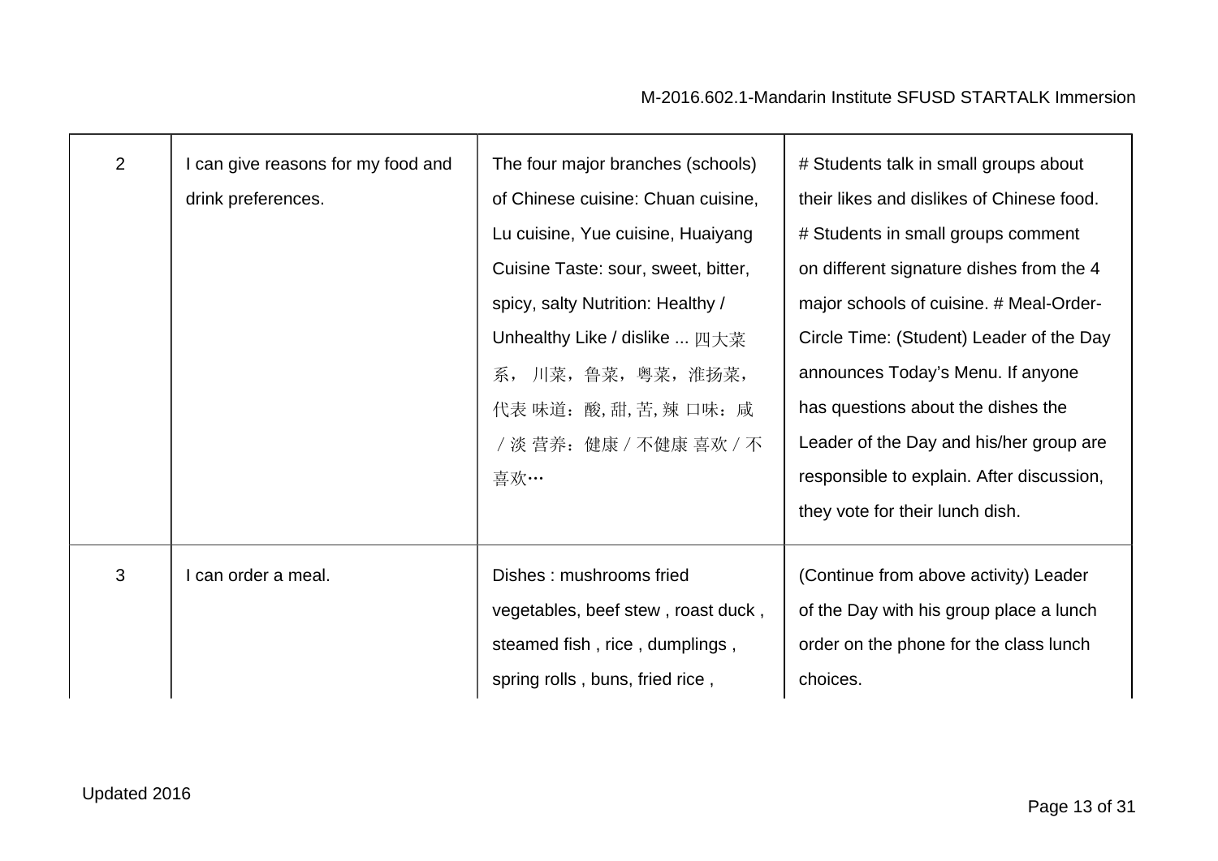| 2 | I can give reasons for my food and drink preferences. | The four major branches (schools) of Chinese cuisine: Chuan cuisine, Lu cuisine, Yue cuisine, Huaiyang Cuisine Taste: sour, sweet, bitter, spicy, salty Nutrition: Healthy / Unhealthy Like / dislike ... 四大菜系， 川菜，鲁菜，粤菜，淮扬菜，代表 味道：酸, 甜, 苦, 辣 口味：咸 / 淡 营养：健康 / 不健康 喜欢 / 不喜欢… | # Students talk in small groups about their likes and dislikes of Chinese food. # Students in small groups comment on different signature dishes from the 4 major schools of cuisine. # Meal-Order-Circle Time: (Student) Leader of the Day announces Today's Menu. If anyone has questions about the dishes the Leader of the Day and his/her group are responsible to explain. After discussion, they vote for their lunch dish. |
|---|---|---|---|
| 3 | I can order a meal. | Dishes : mushrooms fried vegetables, beef stew , roast duck , steamed fish , rice , dumplings , spring rolls , buns, fried rice , | (Continue from above activity) Leader of the Day with his group place a lunch order on the phone for the class lunch choices. |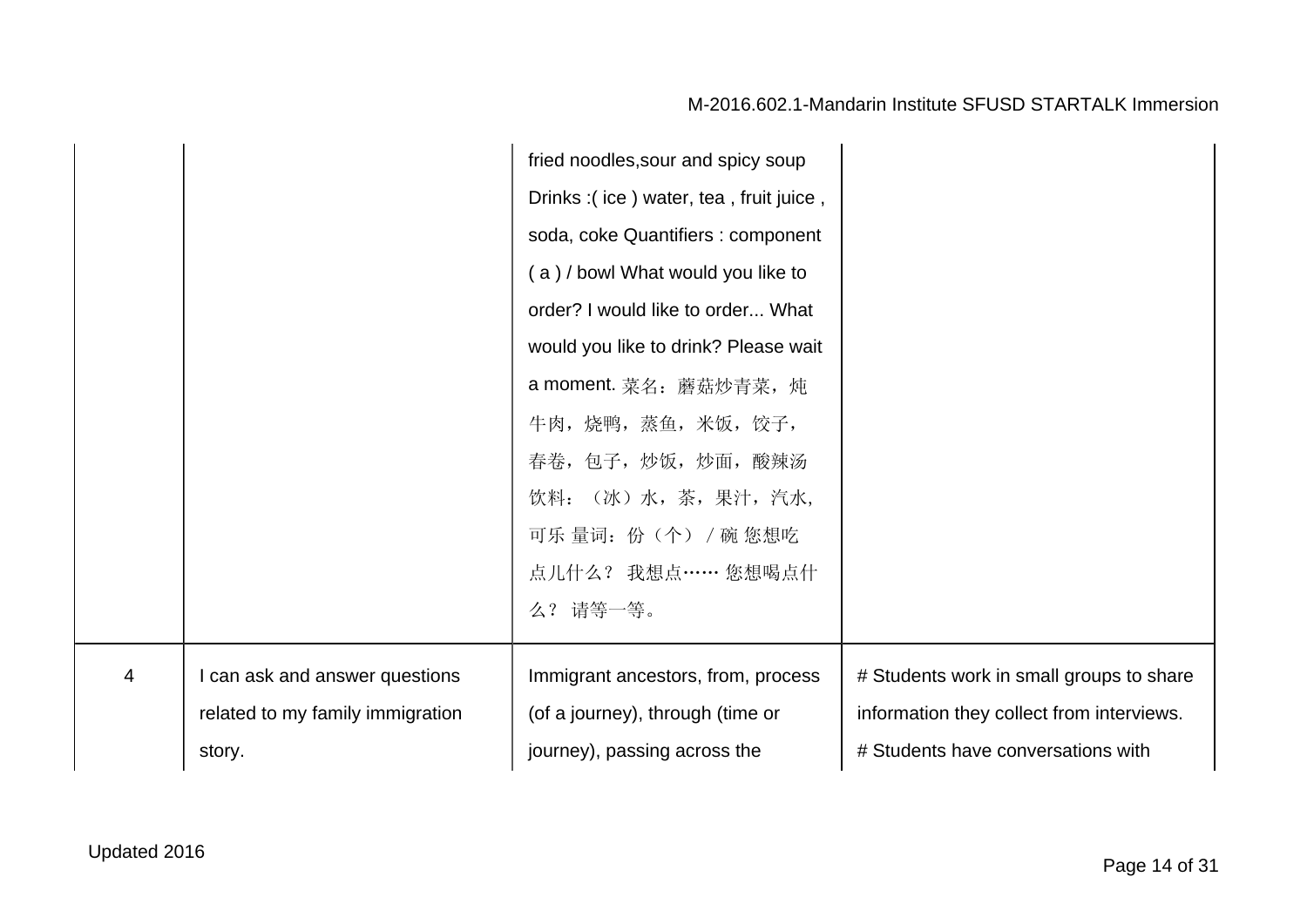| | | | |
|---|---|---|---|
| | | fried noodles,sour and spicy soup Drinks :( ice ) water, tea , fruit juice , soda, coke Quantifiers : component ( a ) / bowl What would you like to order? I would like to order... What would you like to drink? Please wait a moment. 菜名：蘑菇炒青菜，炖牛肉，烧鸭，蒸鱼，米饭，饺子，春卷，包子，炒饭，炒面，酸辣汤 饮料：（冰）水，茶，果汁，汽水，可乐 量词：份（个）/ 碗 您想吃点儿什么？ 我想点…… 您想喝点什么？ 请等一等。 | |
| 4 | I can ask and answer questions related to my family immigration story. | Immigrant ancestors, from, process (of a journey), through (time or journey), passing across the | # Students work in small groups to share information they collect from interviews.<br># Students have conversations with |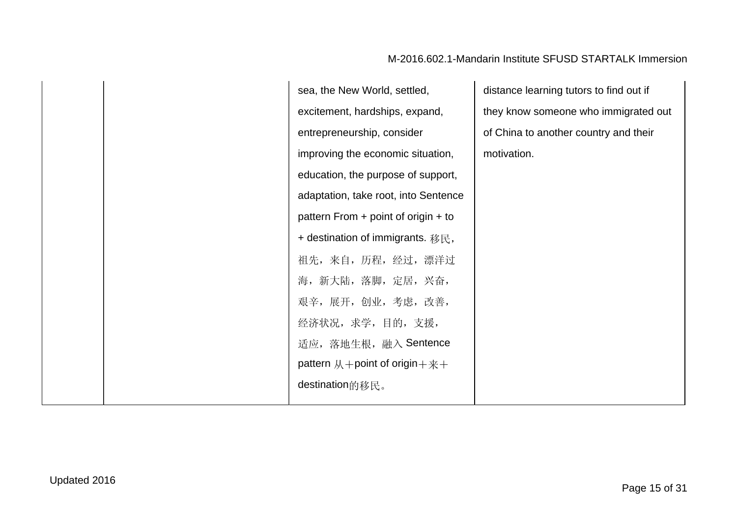| | | | |
|---|---|---|---|
| | | sea, the New World, settled, excitement, hardships, expand, entrepreneurship, consider improving the economic situation, education, the purpose of support, adaptation, take root, into Sentence pattern From + point of origin + to + destination of immigrants. 移民，祖先，来自，历程，经过，漂洋过海，新大陆，落脚，定居，兴奋，艰辛，展开，创业，考虑，改善，经济状况，求学，目的，支援，适应，落地生根，融入 Sentence pattern 从＋point of origin＋来＋destination的移民。 | distance learning tutors to find out if they know someone who immigrated out of China to another country and their motivation. |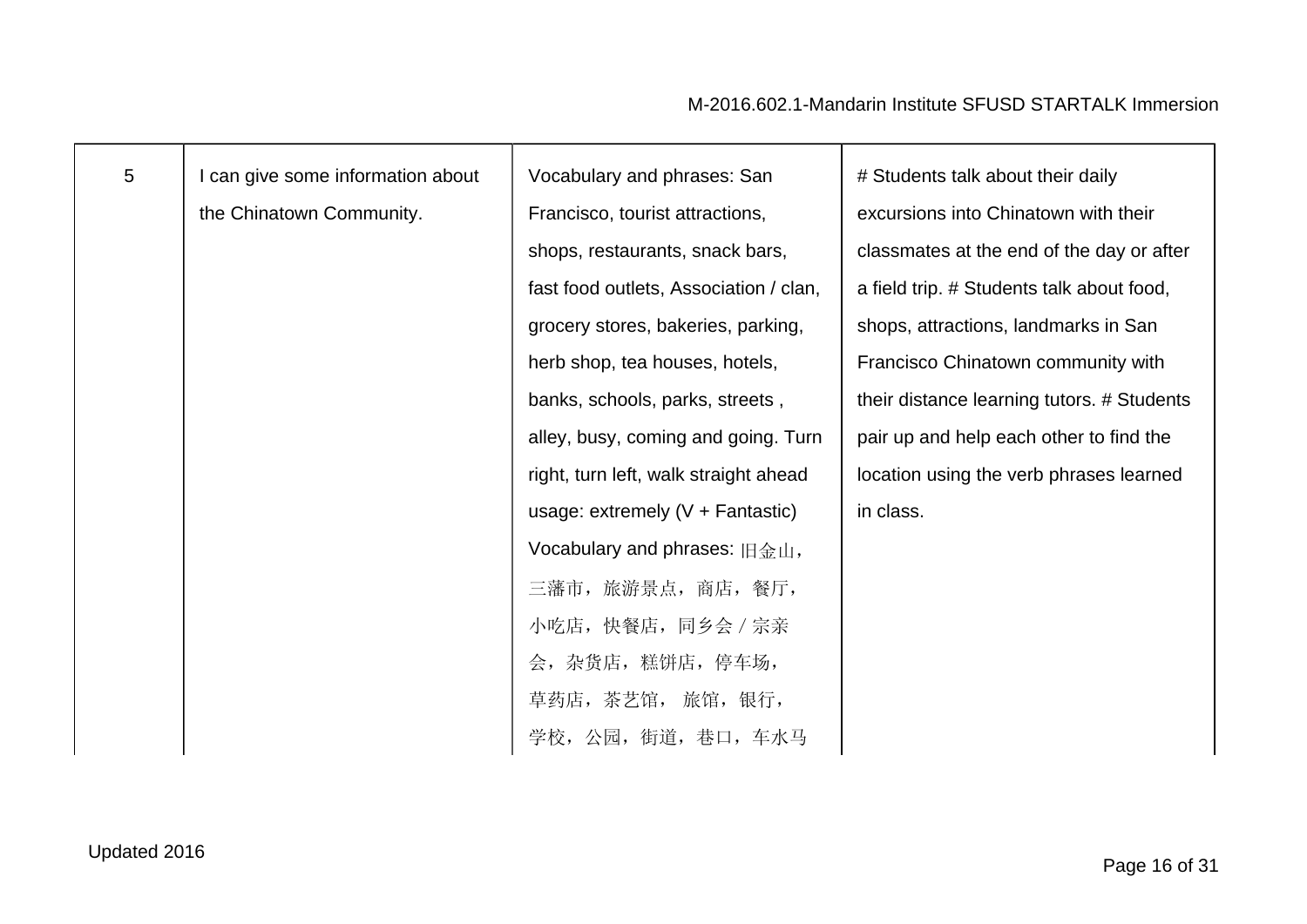| 5 | I can give some information about the Chinatown Community. | Vocabulary and phrases: San Francisco, tourist attractions, shops, restaurants, snack bars, fast food outlets, Association / clan, grocery stores, bakeries, parking, herb shop, tea houses, hotels, banks, schools, parks, streets , alley, busy, coming and going. Turn right, turn left, walk straight ahead usage: extremely (V + Fantastic) Vocabulary and phrases: 旧金山，三藩市，旅游景点，商店，餐厅，小吃店，快餐店，同乡会 / 宗亲会，杂货店，糕饼店，停车场，草药店，茶艺馆， 旅馆，银行，学校，公园，街道，巷口，车水马 | # Students talk about their daily excursions into Chinatown with their classmates at the end of the day or after a field trip. # Students talk about food, shops, attractions, landmarks in San Francisco Chinatown community with their distance learning tutors. # Students pair up and help each other to find the location using the verb phrases learned in class. |
|---|---|---|---|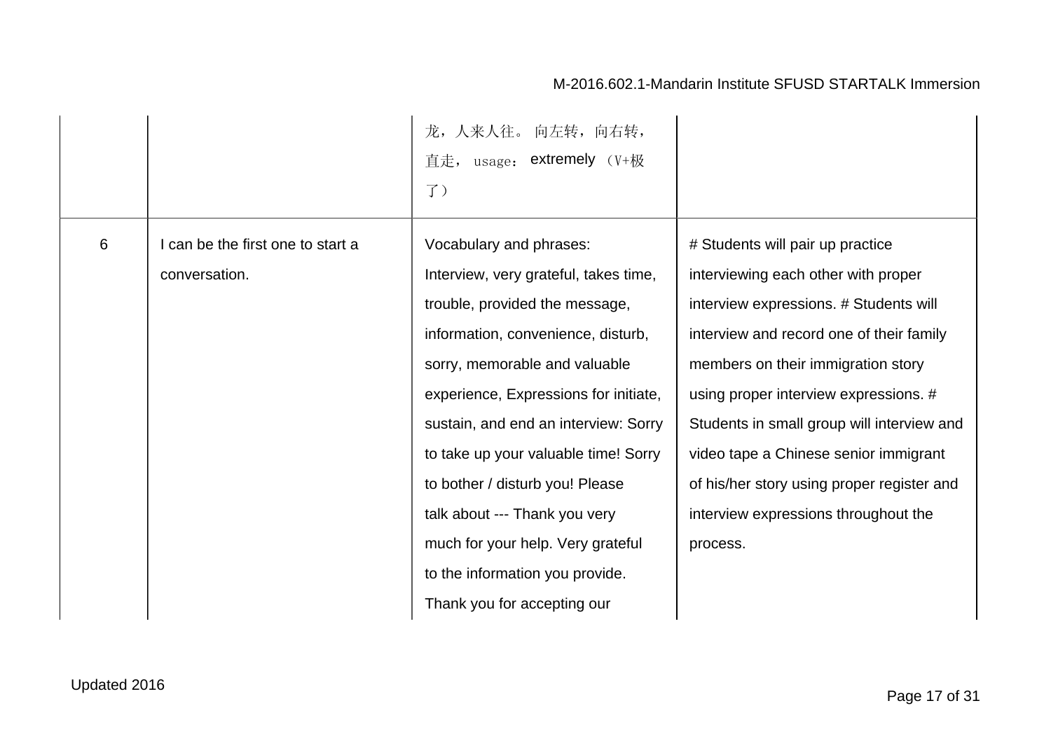| | | | |
|---|---|---|---|
| | | 龙，人来人往。 向左转，向右转，直走， usage： extremely （V+极了） | |
| 6 | I can be the first one to start a conversation. | Vocabulary and phrases: Interview, very grateful, takes time, trouble, provided the message, information, convenience, disturb, sorry, memorable and valuable experience, Expressions for initiate, sustain, and end an interview: Sorry to take up your valuable time! Sorry to bother / disturb you! Please talk about --- Thank you very much for your help. Very grateful to the information you provide. Thank you for accepting our | # Students will pair up practice interviewing each other with proper interview expressions. # Students will interview and record one of their family members on their immigration story using proper interview expressions. # Students in small group will interview and video tape a Chinese senior immigrant of his/her story using proper register and interview expressions throughout the process. |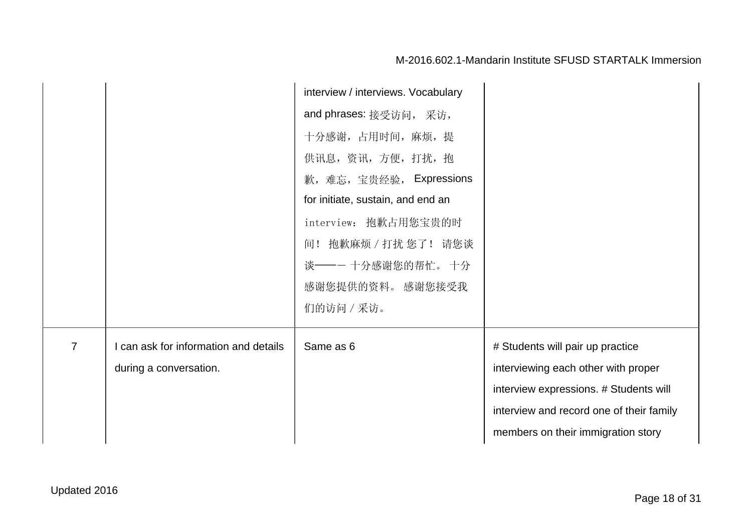| | | | |
|---|---|---|---|
| | | interview / interviews. Vocabulary and phrases: 接受访问， 采访，十分感谢，占用时间，麻烦，提供讯息，资讯，方便，打扰，抱歉，难忘，宝贵经验， Expressions for initiate, sustain, and end an interview： 抱歉占用您宝贵的时间！ 抱歉麻烦 / 打扰 您了！ 请您谈谈——一 十分感谢您的帮忙。 十分感谢您提供的资料。 感谢您接受我们的访问 / 采访。 | |
| 7 | I can ask for information and details during a conversation. | Same as 6 | # Students will pair up practice interviewing each other with proper interview expressions. # Students will interview and record one of their family members on their immigration story |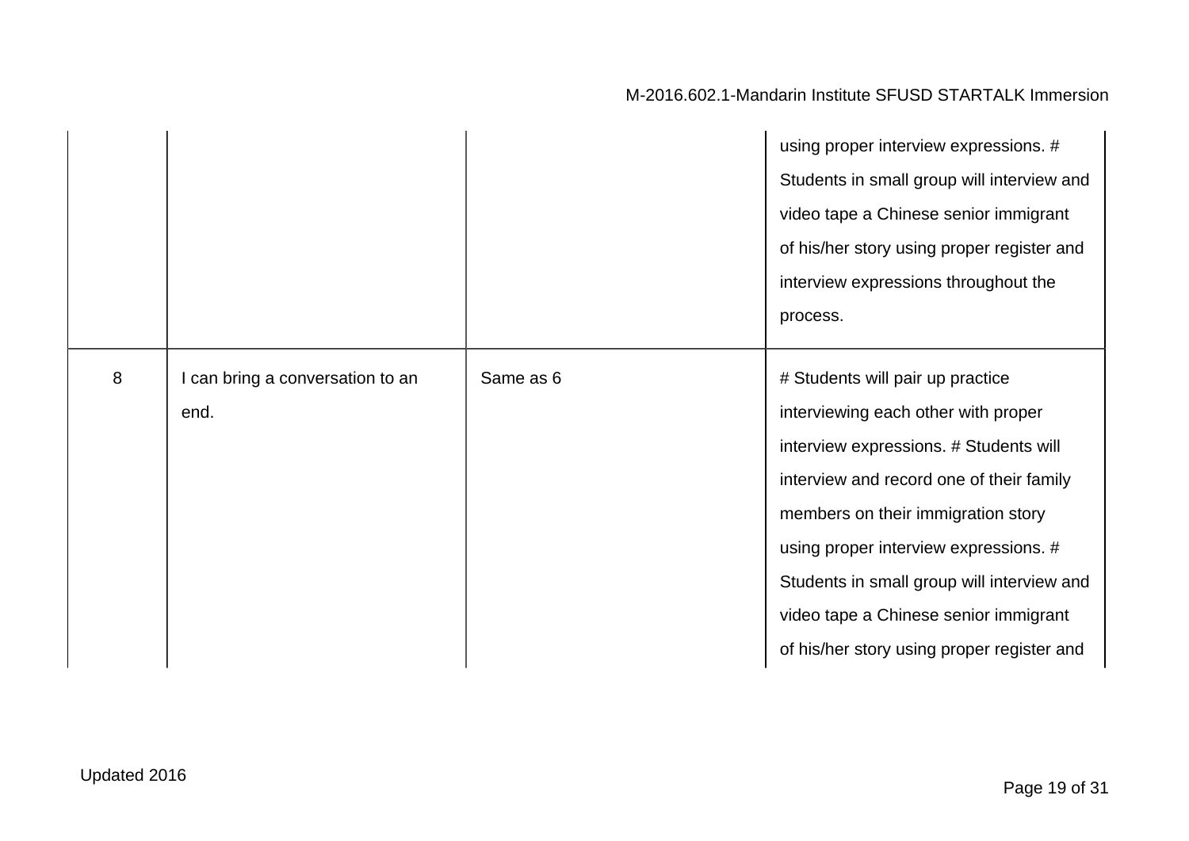| | | | |
|---|---|---|---|
| | | | using proper interview expressions. # Students in small group will interview and video tape a Chinese senior immigrant of his/her story using proper register and interview expressions throughout the process. |
| 8 | I can bring a conversation to an end. | Same as 6 | # Students will pair up practice interviewing each other with proper interview expressions. # Students will interview and record one of their family members on their immigration story using proper interview expressions. # Students in small group will interview and video tape a Chinese senior immigrant of his/her story using proper register and |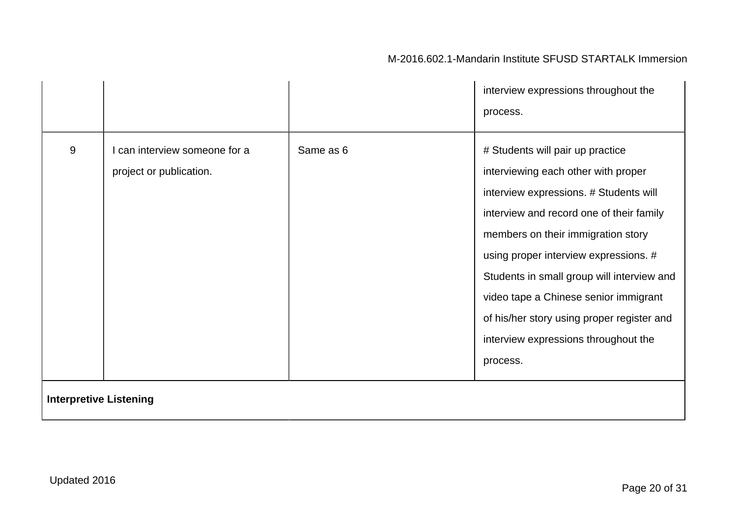| | | | |
|---|---|---|---|
| | | | interview expressions throughout the process. |
| 9 | I can interview someone for a project or publication. | Same as 6 | # Students will pair up practice interviewing each other with proper interview expressions. # Students will interview and record one of their family members on their immigration story using proper interview expressions. # Students in small group will interview and video tape a Chinese senior immigrant of his/her story using proper register and interview expressions throughout the process. |
| **Interpretive Listening** | | | |

Updated 2016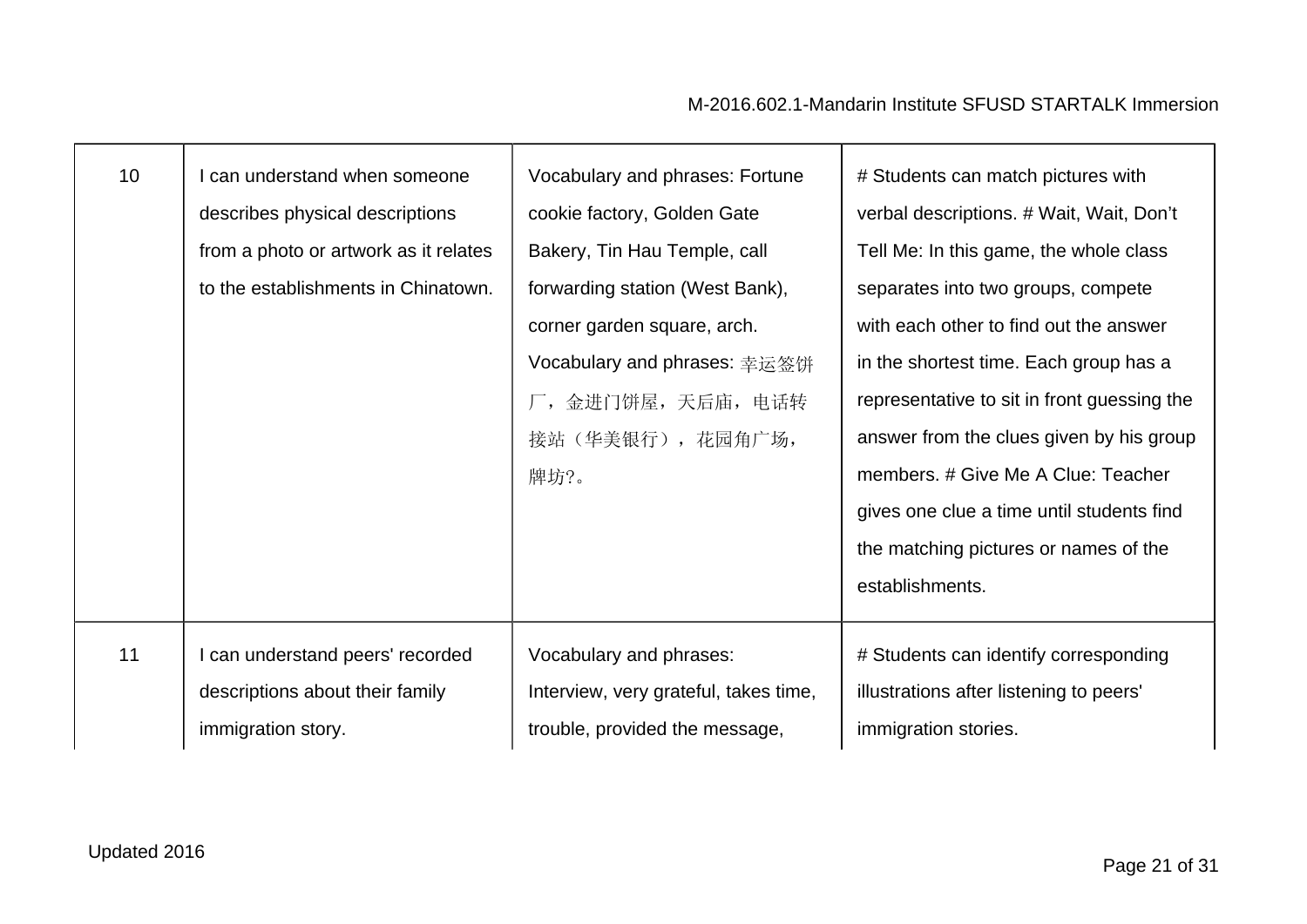| 10 | I can understand when someone describes physical descriptions from a photo or artwork as it relates to the establishments in Chinatown. | Vocabulary and phrases: Fortune cookie factory, Golden Gate Bakery, Tin Hau Temple, call forwarding station (West Bank), corner garden square, arch. Vocabulary and phrases: 幸运签饼厂，金进门饼屋，天后庙，电话转接站（华美银行），花园角广场，牌坊?。 | # Students can match pictures with verbal descriptions. # Wait, Wait, Don't Tell Me: In this game, the whole class separates into two groups, compete with each other to find out the answer in the shortest time. Each group has a representative to sit in front guessing the answer from the clues given by his group members. # Give Me A Clue: Teacher gives one clue a time until students find the matching pictures or names of the establishments. |
|---|---|---|---|
| 11 | I can understand peers' recorded descriptions about their family immigration story. | Vocabulary and phrases: Interview, very grateful, takes time, trouble, provided the message, | # Students can identify corresponding illustrations after listening to peers' immigration stories. |

Updated 2016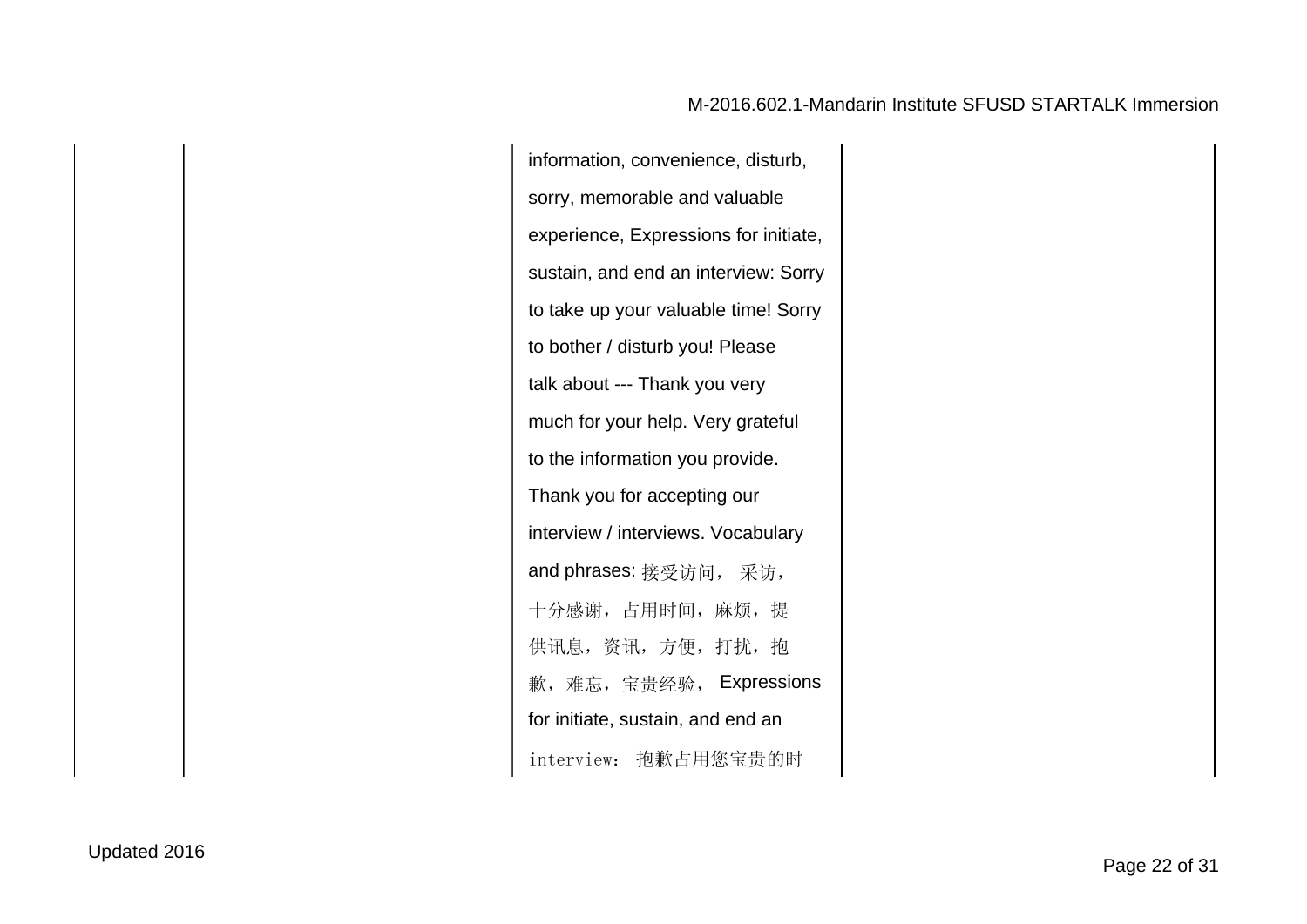|  |  |  |  |
|---|---|---|---|
|  |  | information, convenience, disturb, sorry, memorable and valuable experience, Expressions for initiate, sustain, and end an interview: Sorry to take up your valuable time! Sorry to bother / disturb you! Please talk about --- Thank you very much for your help. Very grateful to the information you provide. Thank you for accepting our interview / interviews. Vocabulary and phrases: 接受访问， 采访，十分感谢，占用时间，麻烦，提供讯息，资讯，方便，打扰，抱歉，难忘，宝贵经验， Expressions for initiate, sustain, and end an interview： 抱歉占用您宝贵的时 |  |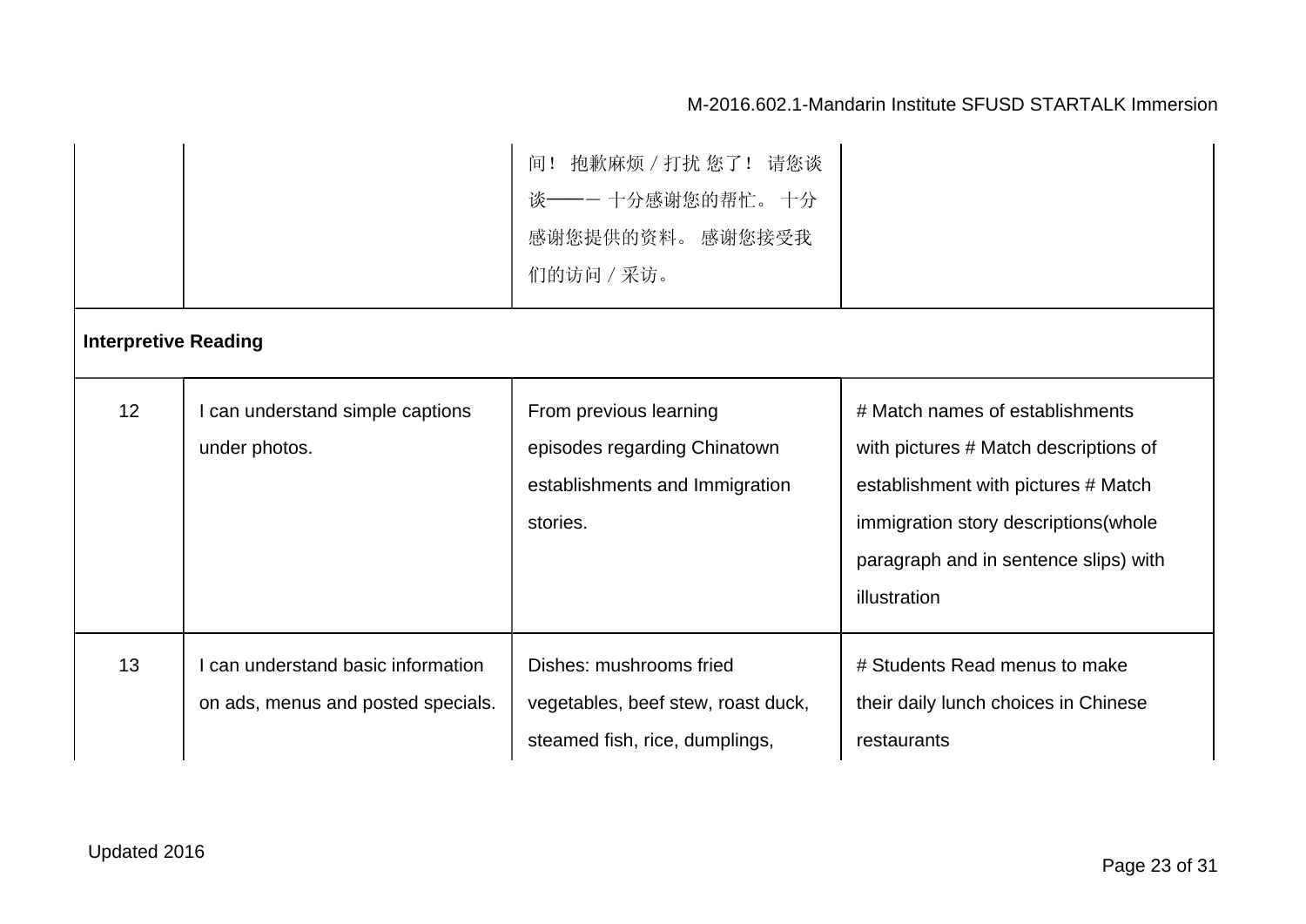| | | | |
|---|---|---|---|
| | | 间！ 抱歉麻烦 / 打扰 您了！ 请您谈谈——一 十分感谢您的帮忙。 十分感谢您提供的资料。 感谢您接受我们的访问 / 采访。 | |
| **Interpretive Reading** | | | |
| 12 | I can understand simple captions under photos. | From previous learning episodes regarding Chinatown establishments and Immigration stories. | # Match names of establishments with pictures # Match descriptions of establishment with pictures # Match immigration story descriptions(whole paragraph and in sentence slips) with illustration |
| 13 | I can understand basic information on ads, menus and posted specials. | Dishes: mushrooms fried vegetables, beef stew, roast duck, steamed fish, rice, dumplings, | # Students Read menus to make their daily lunch choices in Chinese restaurants |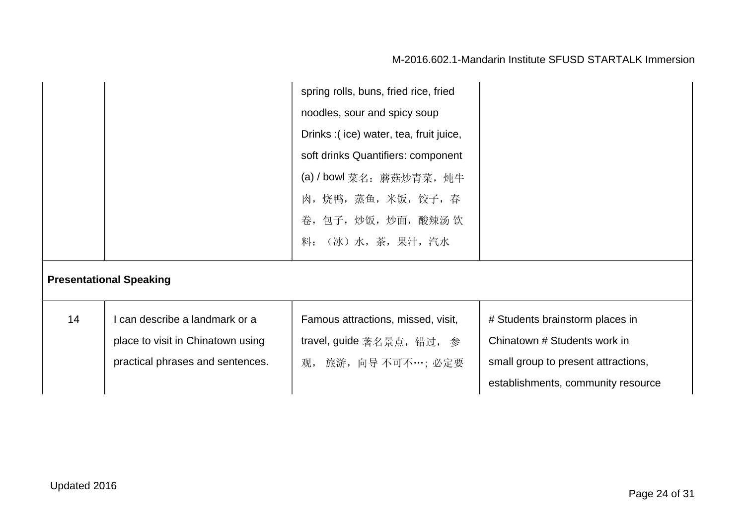| | | | |
|---|---|---|---|
| | | spring rolls, buns, fried rice, fried noodles, sour and spicy soup Drinks :( ice) water, tea, fruit juice, soft drinks Quantifiers: component (a) / bowl 菜名：蘑菇炒青菜，炖牛肉，烧鸭，蒸鱼，米饭，饺子，春卷，包子，炒饭，炒面，酸辣汤 饮料：（冰）水，茶，果汁，汽水 | |
| **Presentational Speaking** | | | |
| 14 | I can describe a landmark or a place to visit in Chinatown using practical phrases and sentences. | Famous attractions, missed, visit, travel, guide 著名景点，错过，参观，旅游，向导 不可不…；必定要 | # Students brainstorm places in Chinatown # Students work in small group to present attractions, establishments, community resource |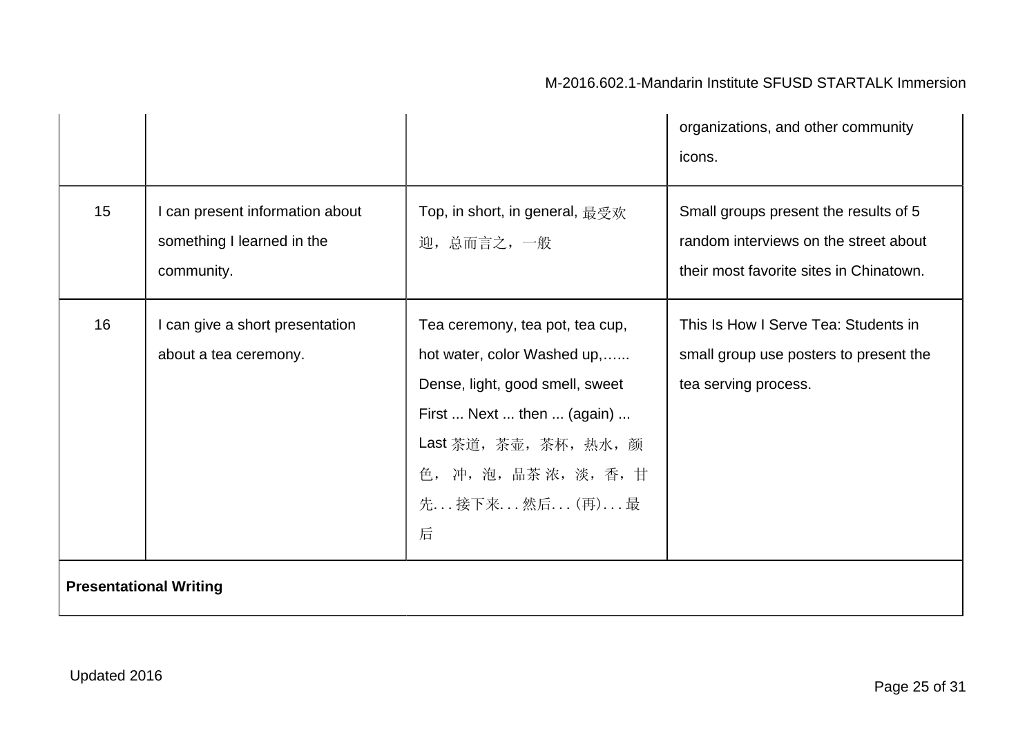| | | | |
|---|---|---|---|
| | | | organizations, and other community icons. |
| 15 | I can present information about something I learned in the community. | Top, in short, in general, 最受欢迎，总而言之，一般 | Small groups present the results of 5 random interviews on the street about their most favorite sites in Chinatown. |
| 16 | I can give a short presentation about a tea ceremony. | Tea ceremony, tea pot, tea cup, hot water, color Washed up,…... Dense, light, good smell, sweet First ... Next ... then ... (again) ... Last 茶道，茶壶，茶杯，热水，颜色， 冲，泡，品茶 浓，淡，香，甘 先. . . 接下来. . . 然后. . . (再). . . 最后 | This Is How I Serve Tea: Students in small group use posters to present the tea serving process. |
| **Presentational Writing** | | | |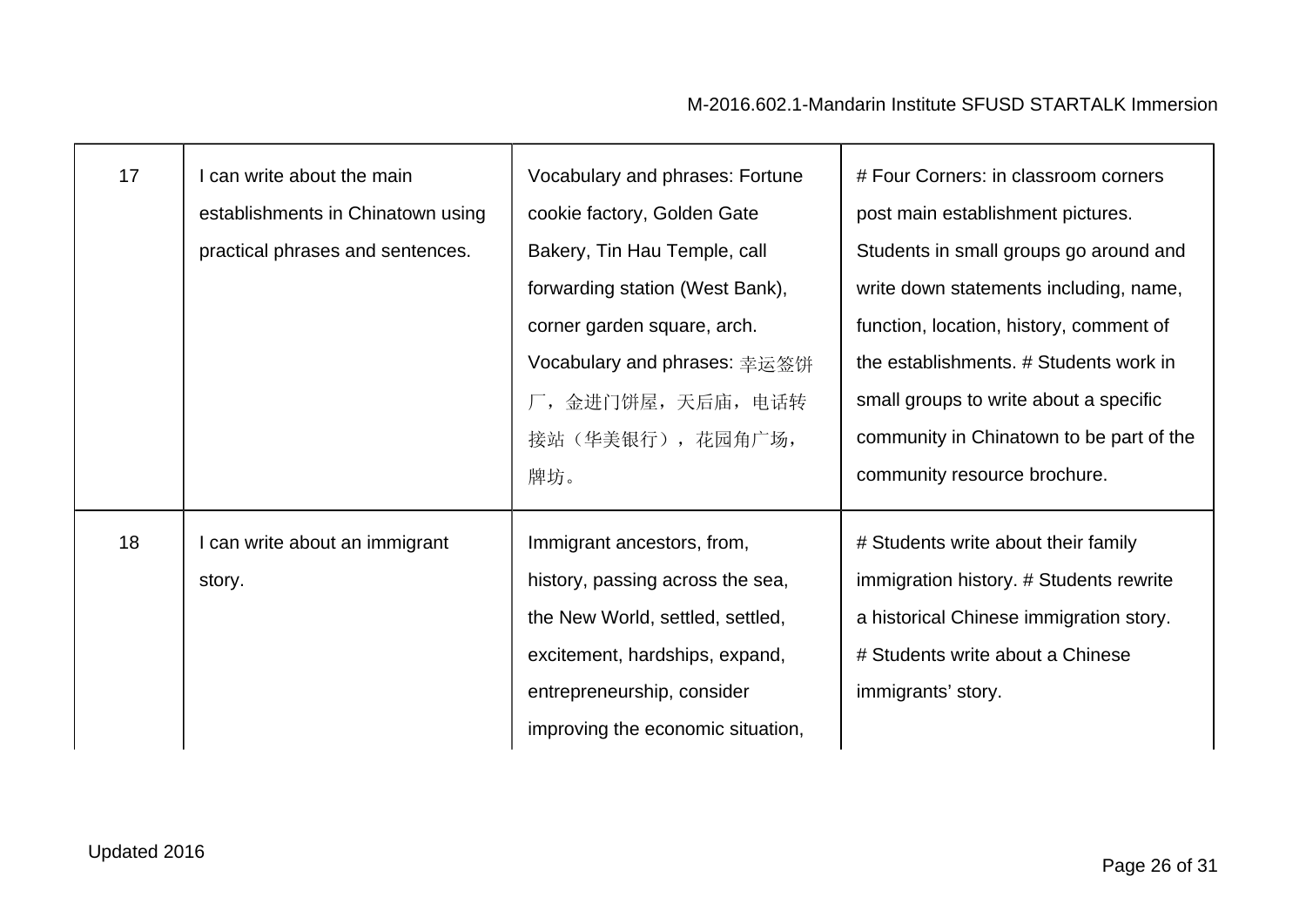| | | | |
|---|---|---|---|
| 17 | I can write about the main establishments in Chinatown using practical phrases and sentences. | Vocabulary and phrases: Fortune cookie factory, Golden Gate Bakery, Tin Hau Temple, call forwarding station (West Bank), corner garden square, arch. Vocabulary and phrases: 幸运签饼厂，金进门饼屋，天后庙，电话转接站（华美银行），花园角广场，牌坊。 | # Four Corners: in classroom corners post main establishment pictures. Students in small groups go around and write down statements including, name, function, location, history, comment of the establishments. # Students work in small groups to write about a specific community in Chinatown to be part of the community resource brochure. |
| 18 | I can write about an immigrant story. | Immigrant ancestors, from, history, passing across the sea, the New World, settled, settled, excitement, hardships, expand, entrepreneurship, consider improving the economic situation, | # Students write about their family immigration history. # Students rewrite a historical Chinese immigration story. # Students write about a Chinese immigrants' story. |

Updated 2016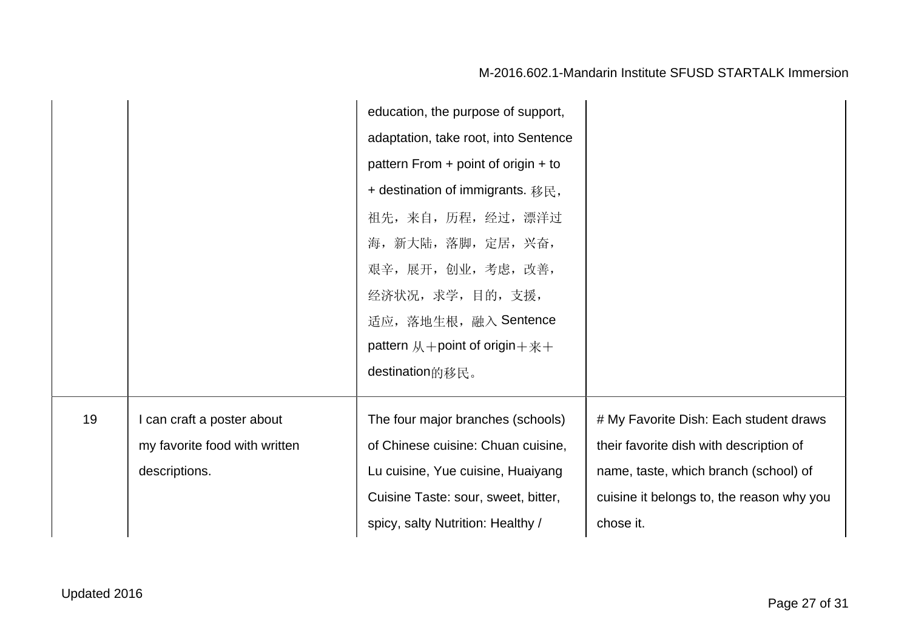| | | | |
|---|---|---|---|
| | | education, the purpose of support, adaptation, take root, into Sentence pattern From + point of origin + to + destination of immigrants. 移民，祖先，来自，历程，经过，漂洋过海，新大陆，落脚，定居，兴奋，艰辛，展开，创业，考虑，改善，经济状况，求学，目的，支援，适应，落地生根，融入 Sentence pattern 从＋point of origin＋来＋destination的移民。 | |
| 19 | I can craft a poster about my favorite food with written descriptions. | The four major branches (schools) of Chinese cuisine: Chuan cuisine, Lu cuisine, Yue cuisine, Huaiyang Cuisine Taste: sour, sweet, bitter, spicy, salty Nutrition: Healthy / | # My Favorite Dish: Each student draws their favorite dish with description of name, taste, which branch (school) of cuisine it belongs to, the reason why you chose it. |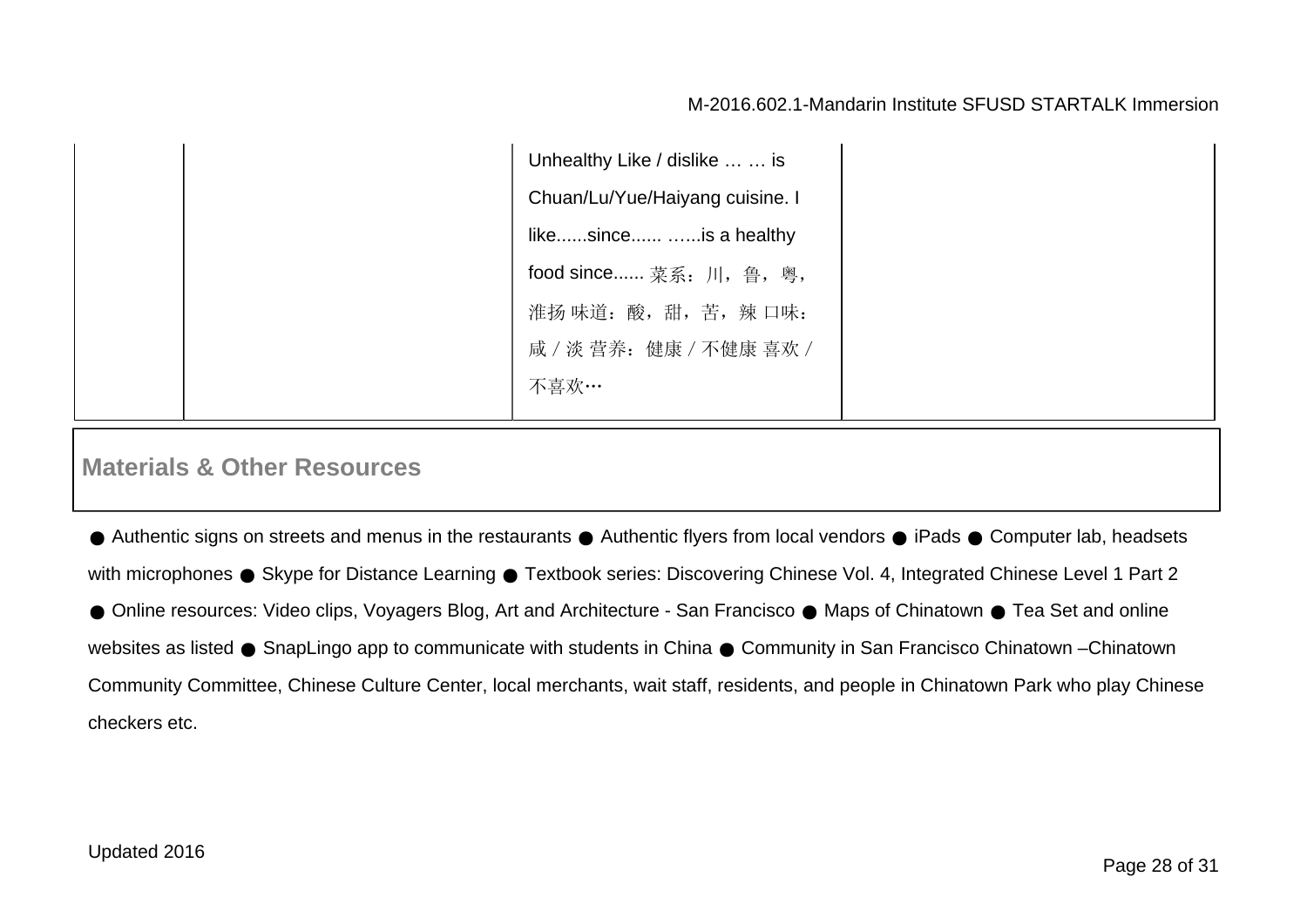| | | | |
|---|---|---|---|
| | | Unhealthy Like / dislike … … is Chuan/Lu/Yue/Haiyang cuisine. I like......since...... …...is a healthy food since...... 菜系：川，鲁，粤，淮扬 味道：酸，甜，苦，辣 口味：咸 / 淡 营养：健康 / 不健康 喜欢 / 不喜欢… | |

## Materials & Other Resources

● Authentic signs on streets and menus in the restaurants ● Authentic flyers from local vendors ● iPads ● Computer lab, headsets with microphones ● Skype for Distance Learning ● Textbook series: Discovering Chinese Vol. 4, Integrated Chinese Level 1 Part 2 ● Online resources: Video clips, Voyagers Blog, Art and Architecture - San Francisco ● Maps of Chinatown ● Tea Set and online websites as listed ● SnapLingo app to communicate with students in China ● Community in San Francisco Chinatown –Chinatown Community Committee, Chinese Culture Center, local merchants, wait staff, residents, and people in Chinatown Park who play Chinese checkers etc.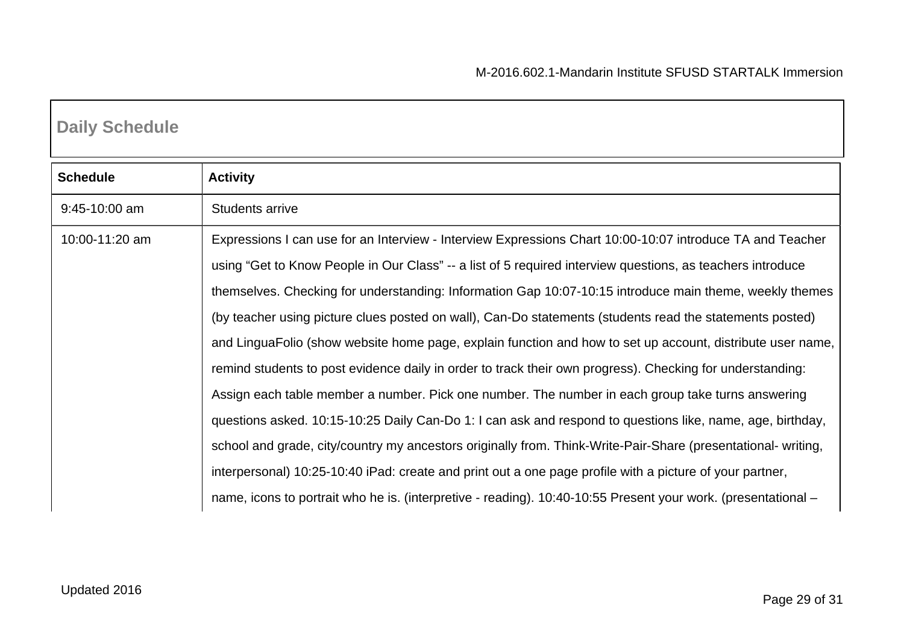## Daily Schedule

| Schedule | Activity |
|---|---|
| 9:45-10:00 am | Students arrive |
| 10:00-11:20 am | Expressions I can use for an Interview - Interview Expressions Chart 10:00-10:07 introduce TA and Teacher using "Get to Know People in Our Class" -- a list of 5 required interview questions, as teachers introduce themselves. Checking for understanding: Information Gap 10:07-10:15 introduce main theme, weekly themes (by teacher using picture clues posted on wall), Can-Do statements (students read the statements posted) and LinguaFolio (show website home page, explain function and how to set up account, distribute user name, remind students to post evidence daily in order to track their own progress). Checking for understanding: Assign each table member a number. Pick one number. The number in each group take turns answering questions asked. 10:15-10:25 Daily Can-Do 1: I can ask and respond to questions like, name, age, birthday, school and grade, city/country my ancestors originally from. Think-Write-Pair-Share (presentational- writing, interpersonal) 10:25-10:40 iPad: create and print out a one page profile with a picture of your partner, name, icons to portrait who he is. (interpretive - reading). 10:40-10:55 Present your work. (presentational – |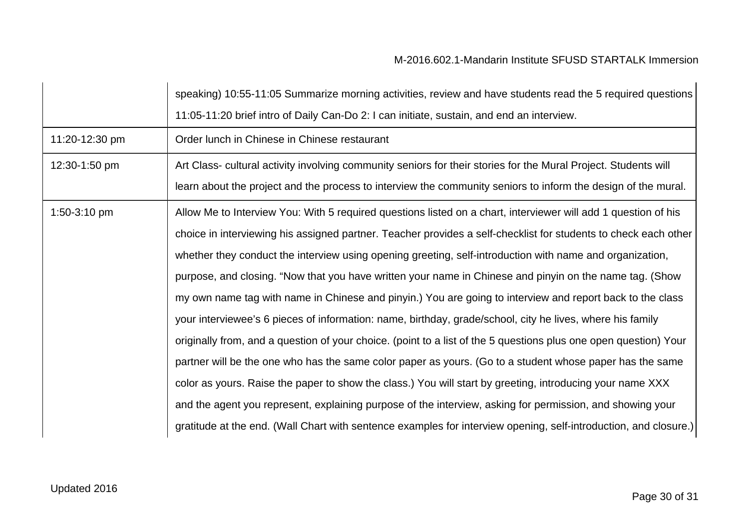| | |
|---|---|
| | speaking) 10:55-11:05 Summarize morning activities, review and have students read the 5 required questions 11:05-11:20 brief intro of Daily Can-Do 2: I can initiate, sustain, and end an interview. |
| 11:20-12:30 pm | Order lunch in Chinese in Chinese restaurant |
| 12:30-1:50 pm | Art Class- cultural activity involving community seniors for their stories for the Mural Project. Students will learn about the project and the process to interview the community seniors to inform the design of the mural. |
| 1:50-3:10 pm | Allow Me to Interview You: With 5 required questions listed on a chart, interviewer will add 1 question of his choice in interviewing his assigned partner. Teacher provides a self-checklist for students to check each other whether they conduct the interview using opening greeting, self-introduction with name and organization, purpose, and closing. "Now that you have written your name in Chinese and pinyin on the name tag. (Show my own name tag with name in Chinese and pinyin.) You are going to interview and report back to the class your interviewee's 6 pieces of information: name, birthday, grade/school, city he lives, where his family originally from, and a question of your choice. (point to a list of the 5 questions plus one open question) Your partner will be the one who has the same color paper as yours. (Go to a student whose paper has the same color as yours. Raise the paper to show the class.) You will start by greeting, introducing your name XXX and the agent you represent, explaining purpose of the interview, asking for permission, and showing your gratitude at the end. (Wall Chart with sentence examples for interview opening, self-introduction, and closure.) |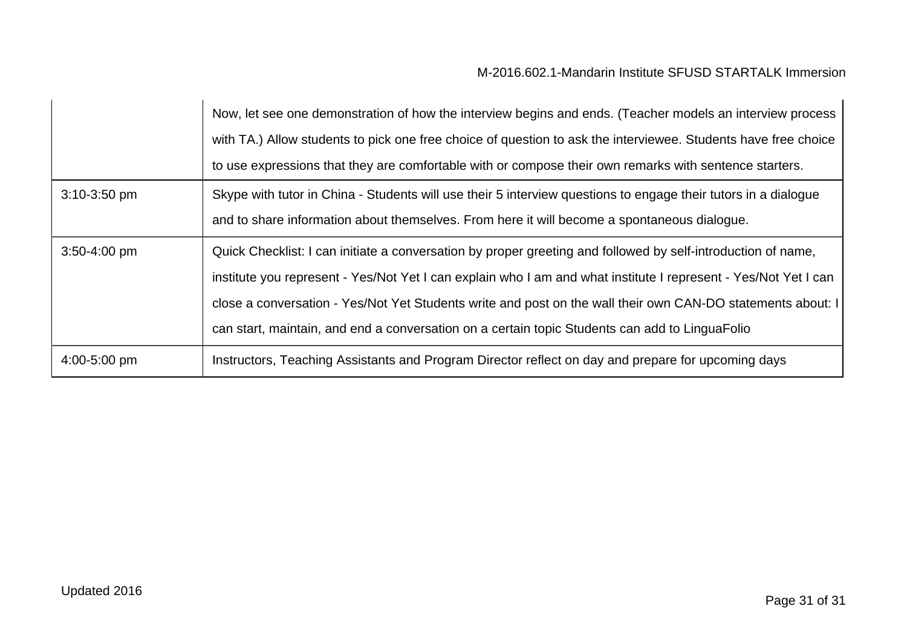| | |
|---|---|
| | Now, let see one demonstration of how the interview begins and ends. (Teacher models an interview process with TA.) Allow students to pick one free choice of question to ask the interviewee. Students have free choice to use expressions that they are comfortable with or compose their own remarks with sentence starters. |
| 3:10-3:50 pm | Skype with tutor in China - Students will use their 5 interview questions to engage their tutors in a dialogue and to share information about themselves. From here it will become a spontaneous dialogue. |
| 3:50-4:00 pm | Quick Checklist: I can initiate a conversation by proper greeting and followed by self-introduction of name, institute you represent - Yes/Not Yet I can explain who I am and what institute I represent - Yes/Not Yet I can close a conversation - Yes/Not Yet Students write and post on the wall their own CAN-DO statements about: I can start, maintain, and end a conversation on a certain topic Students can add to LinguaFolio |
| 4:00-5:00 pm | Instructors, Teaching Assistants and Program Director reflect on day and prepare for upcoming days |

Updated 2016